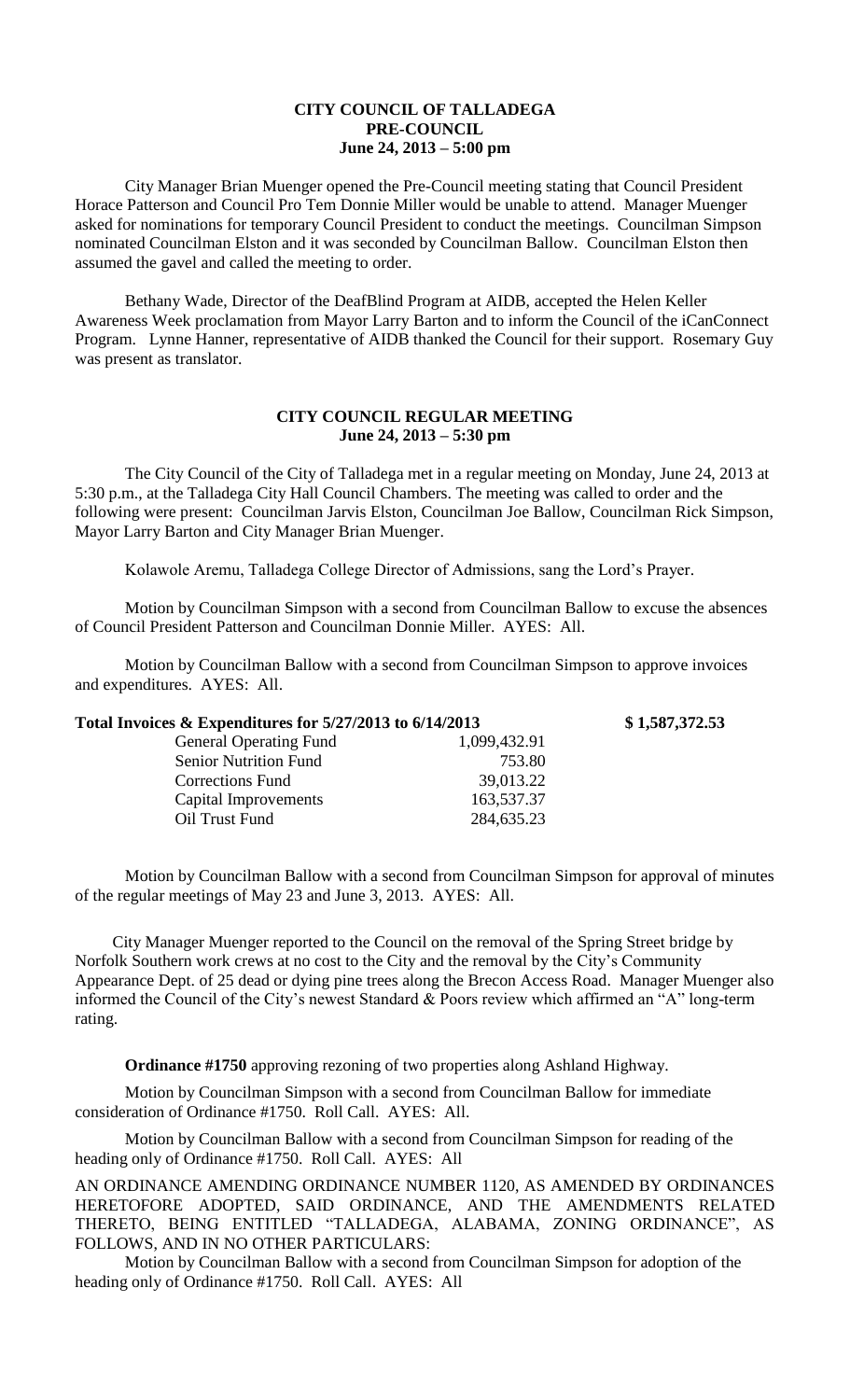# CITY COUNCIL OF TALLADEGA
## PRE-COUNCIL
## June 24, 2013 – 5:00 pm

City Manager Brian Muenger opened the Pre-Council meeting stating that Council President Horace Patterson and Council Pro Tem Donnie Miller would be unable to attend. Manager Muenger asked for nominations for temporary Council President to conduct the meetings. Councilman Simpson nominated Councilman Elston and it was seconded by Councilman Ballow. Councilman Elston then assumed the gavel and called the meeting to order.

Bethany Wade, Director of the DeafBlind Program at AIDB, accepted the Helen Keller Awareness Week proclamation from Mayor Larry Barton and to inform the Council of the iCanConnect Program. Lynne Hanner, representative of AIDB thanked the Council for their support. Rosemary Guy was present as translator.

# CITY COUNCIL REGULAR MEETING
## June 24, 2013 – 5:30 pm

The City Council of the City of Talladega met in a regular meeting on Monday, June 24, 2013 at 5:30 p.m., at the Talladega City Hall Council Chambers. The meeting was called to order and the following were present: Councilman Jarvis Elston, Councilman Joe Ballow, Councilman Rick Simpson, Mayor Larry Barton and City Manager Brian Muenger.

Kolawole Aremu, Talladega College Director of Admissions, sang the Lord's Prayer.

Motion by Councilman Simpson with a second from Councilman Ballow to excuse the absences of Council President Patterson and Councilman Donnie Miller. AYES: All.

Motion by Councilman Ballow with a second from Councilman Simpson to approve invoices and expenditures. AYES: All.

| **Total Invoices & Expenditures for 5/27/2013 to 6/14/2013** | | **$ 1,587,372.53** |
|---|---|---|
| General Operating Fund | 1,099,432.91 | |
| Senior Nutrition Fund | 753.80 | |
| Corrections Fund | 39,013.22 | |
| Capital Improvements | 163,537.37 | |
| Oil Trust Fund | 284,635.23 | |

Motion by Councilman Ballow with a second from Councilman Simpson for approval of minutes of the regular meetings of May 23 and June 3, 2013. AYES: All.

City Manager Muenger reported to the Council on the removal of the Spring Street bridge by Norfolk Southern work crews at no cost to the City and the removal by the City's Community Appearance Dept. of 25 dead or dying pine trees along the Brecon Access Road. Manager Muenger also informed the Council of the City's newest Standard & Poors review which affirmed an "A" long-term rating.

**Ordinance #1750** approving rezoning of two properties along Ashland Highway.

Motion by Councilman Simpson with a second from Councilman Ballow for immediate consideration of Ordinance #1750. Roll Call. AYES: All.

Motion by Councilman Ballow with a second from Councilman Simpson for reading of the heading only of Ordinance #1750. Roll Call. AYES: All

AN ORDINANCE AMENDING ORDINANCE NUMBER 1120, AS AMENDED BY ORDINANCES HERETOFORE ADOPTED, SAID ORDINANCE, AND THE AMENDMENTS RELATED THERETO, BEING ENTITLED "TALLADEGA, ALABAMA, ZONING ORDINANCE", AS FOLLOWS, AND IN NO OTHER PARTICULARS:

Motion by Councilman Ballow with a second from Councilman Simpson for adoption of the heading only of Ordinance #1750. Roll Call. AYES: All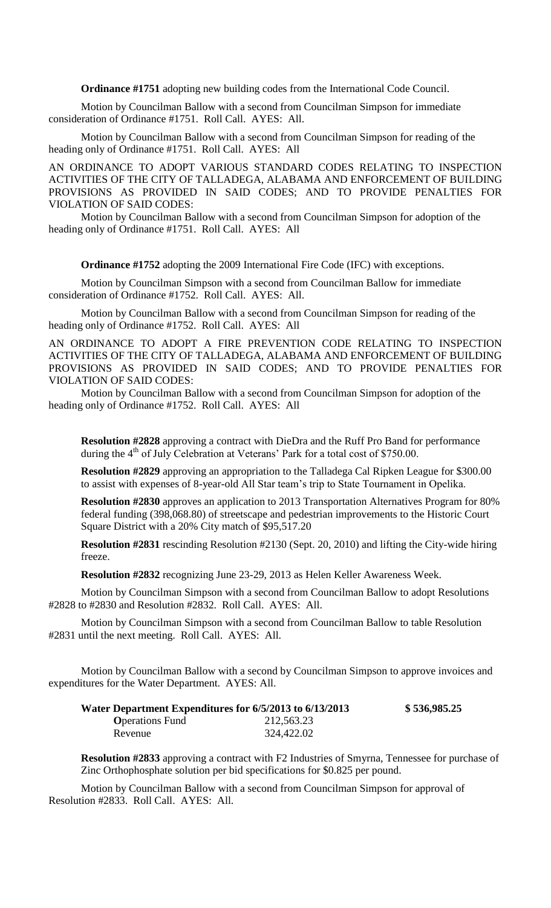**Ordinance #1751** adopting new building codes from the International Code Council.

Motion by Councilman Ballow with a second from Councilman Simpson for immediate consideration of Ordinance #1751. Roll Call. AYES: All.

Motion by Councilman Ballow with a second from Councilman Simpson for reading of the heading only of Ordinance #1751. Roll Call. AYES: All

AN ORDINANCE TO ADOPT VARIOUS STANDARD CODES RELATING TO INSPECTION ACTIVITIES OF THE CITY OF TALLADEGA, ALABAMA AND ENFORCEMENT OF BUILDING PROVISIONS AS PROVIDED IN SAID CODES; AND TO PROVIDE PENALTIES FOR VIOLATION OF SAID CODES:

Motion by Councilman Ballow with a second from Councilman Simpson for adoption of the heading only of Ordinance #1751. Roll Call. AYES: All

**Ordinance #1752** adopting the 2009 International Fire Code (IFC) with exceptions.

Motion by Councilman Simpson with a second from Councilman Ballow for immediate consideration of Ordinance #1752. Roll Call. AYES: All.

Motion by Councilman Ballow with a second from Councilman Simpson for reading of the heading only of Ordinance #1752. Roll Call. AYES: All

AN ORDINANCE TO ADOPT A FIRE PREVENTION CODE RELATING TO INSPECTION ACTIVITIES OF THE CITY OF TALLADEGA, ALABAMA AND ENFORCEMENT OF BUILDING PROVISIONS AS PROVIDED IN SAID CODES; AND TO PROVIDE PENALTIES FOR VIOLATION OF SAID CODES:

Motion by Councilman Ballow with a second from Councilman Simpson for adoption of the heading only of Ordinance #1752. Roll Call. AYES: All

**Resolution #2828** approving a contract with DieDra and the Ruff Pro Band for performance during the 4th of July Celebration at Veterans' Park for a total cost of $750.00.

**Resolution #2829** approving an appropriation to the Talladega Cal Ripken League for $300.00 to assist with expenses of 8-year-old All Star team's trip to State Tournament in Opelika.

**Resolution #2830** approves an application to 2013 Transportation Alternatives Program for 80% federal funding (398,068.80) of streetscape and pedestrian improvements to the Historic Court Square District with a 20% City match of $95,517.20

**Resolution #2831** rescinding Resolution #2130 (Sept. 20, 2010) and lifting the City-wide hiring freeze.

**Resolution #2832** recognizing June 23-29, 2013 as Helen Keller Awareness Week.

Motion by Councilman Simpson with a second from Councilman Ballow to adopt Resolutions #2828 to #2830 and Resolution #2832. Roll Call. AYES: All.

Motion by Councilman Simpson with a second from Councilman Ballow to table Resolution #2831 until the next meeting. Roll Call. AYES: All.

Motion by Councilman Ballow with a second by Councilman Simpson to approve invoices and expenditures for the Water Department. AYES: All.

| **Water Department Expenditures for 6/5/2013 to 6/13/2013** | | **$ 536,985.25** |
|---|---|---|
| **O**perations Fund | 212,563.23 | |
| Revenue | 324,422.02 | |

**Resolution #2833** approving a contract with F2 Industries of Smyrna, Tennessee for purchase of Zinc Orthophosphate solution per bid specifications for $0.825 per pound.

Motion by Councilman Ballow with a second from Councilman Simpson for approval of Resolution #2833. Roll Call. AYES: All.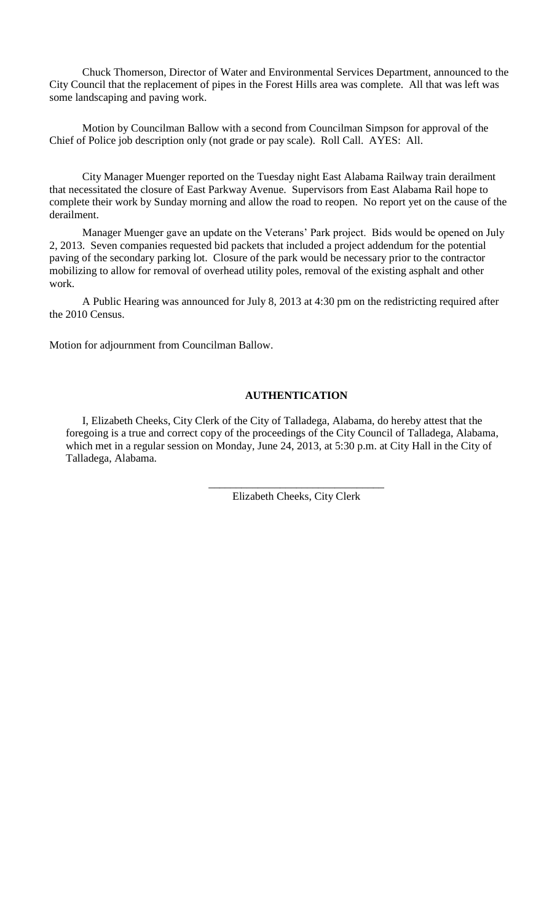Chuck Thomerson, Director of Water and Environmental Services Department, announced to the City Council that the replacement of pipes in the Forest Hills area was complete. All that was left was some landscaping and paving work.

Motion by Councilman Ballow with a second from Councilman Simpson for approval of the Chief of Police job description only (not grade or pay scale). Roll Call. AYES: All.

City Manager Muenger reported on the Tuesday night East Alabama Railway train derailment that necessitated the closure of East Parkway Avenue. Supervisors from East Alabama Rail hope to complete their work by Sunday morning and allow the road to reopen. No report yet on the cause of the derailment.

Manager Muenger gave an update on the Veterans' Park project. Bids would be opened on July 2, 2013. Seven companies requested bid packets that included a project addendum for the potential paving of the secondary parking lot. Closure of the park would be necessary prior to the contractor mobilizing to allow for removal of overhead utility poles, removal of the existing asphalt and other work.

A Public Hearing was announced for July 8, 2013 at 4:30 pm on the redistricting required after the 2010 Census.

Motion for adjournment from Councilman Ballow.

**AUTHENTICATION**

I, Elizabeth Cheeks, City Clerk of the City of Talladega, Alabama, do hereby attest that the foregoing is a true and correct copy of the proceedings of the City Council of Talladega, Alabama, which met in a regular session on Monday, June 24, 2013, at 5:30 p.m. at City Hall in the City of Talladega, Alabama.

\_\_\_\_\_\_\_\_\_\_\_\_\_\_\_\_\_\_\_\_\_\_\_\_\_\_\_\_\_\_\_\_

Elizabeth Cheeks, City Clerk